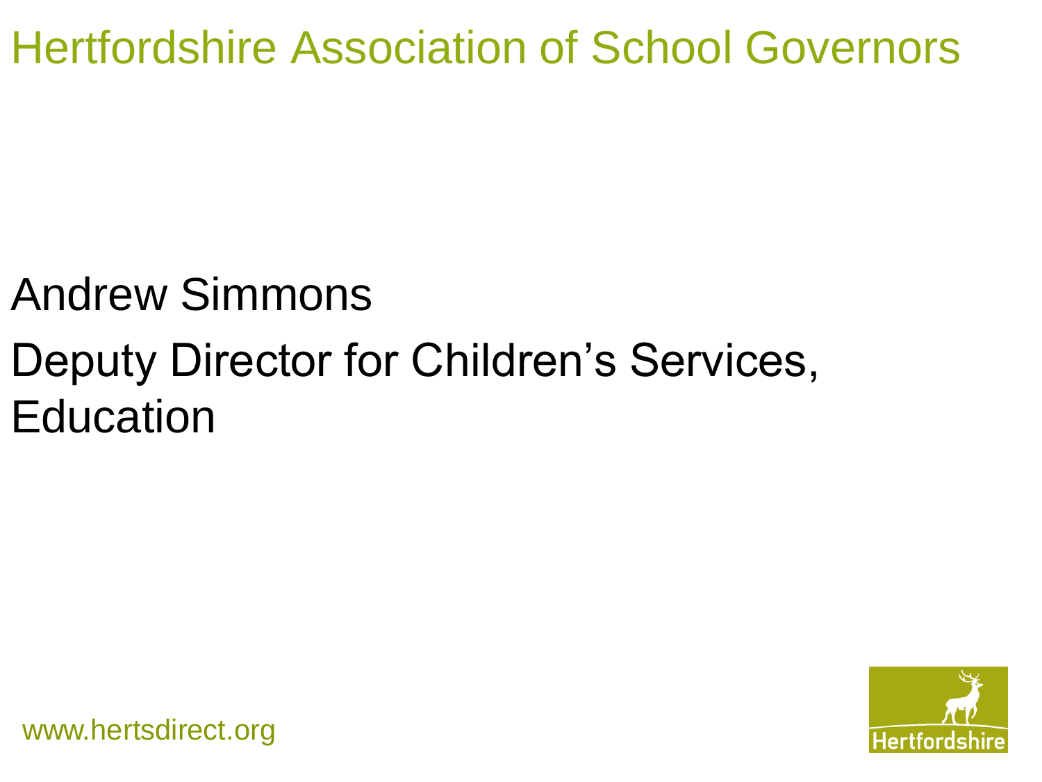# Hertfordshire Association of School Governors

Andrew Simmons

Deputy Director for Children's Services, Education

www.hertsdirect.org

Hertfordshire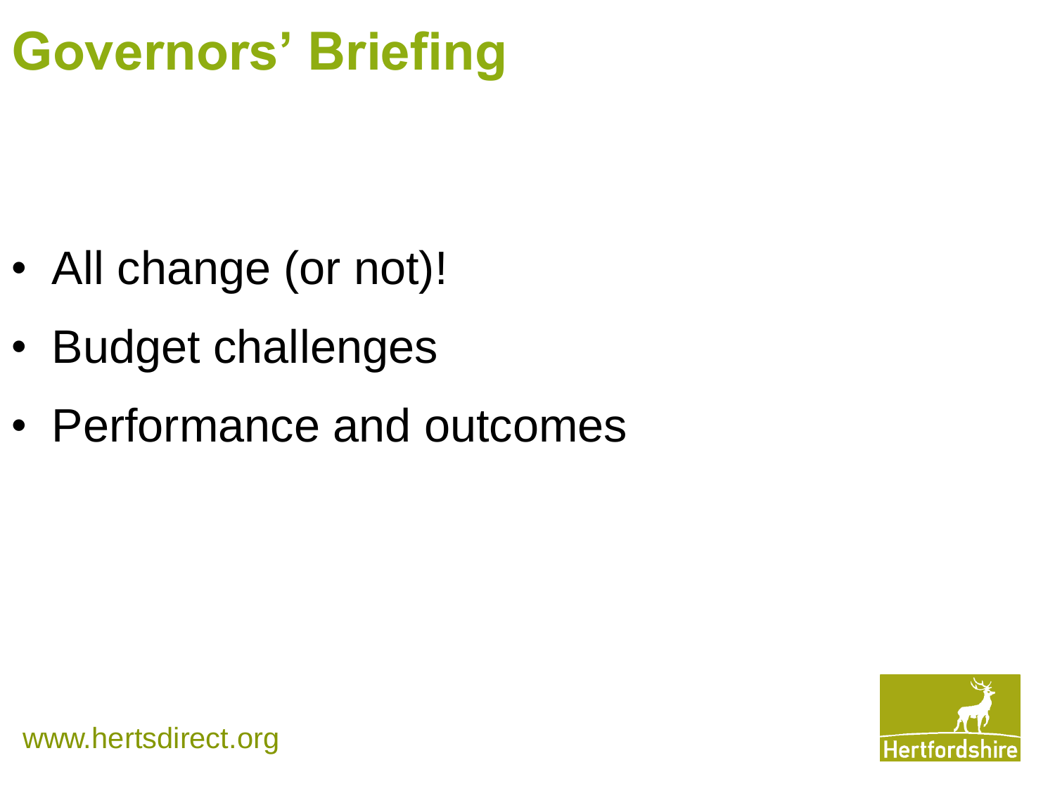# Governors' Briefing

- All change (or not)!
- Budget challenges
- Performance and outcomes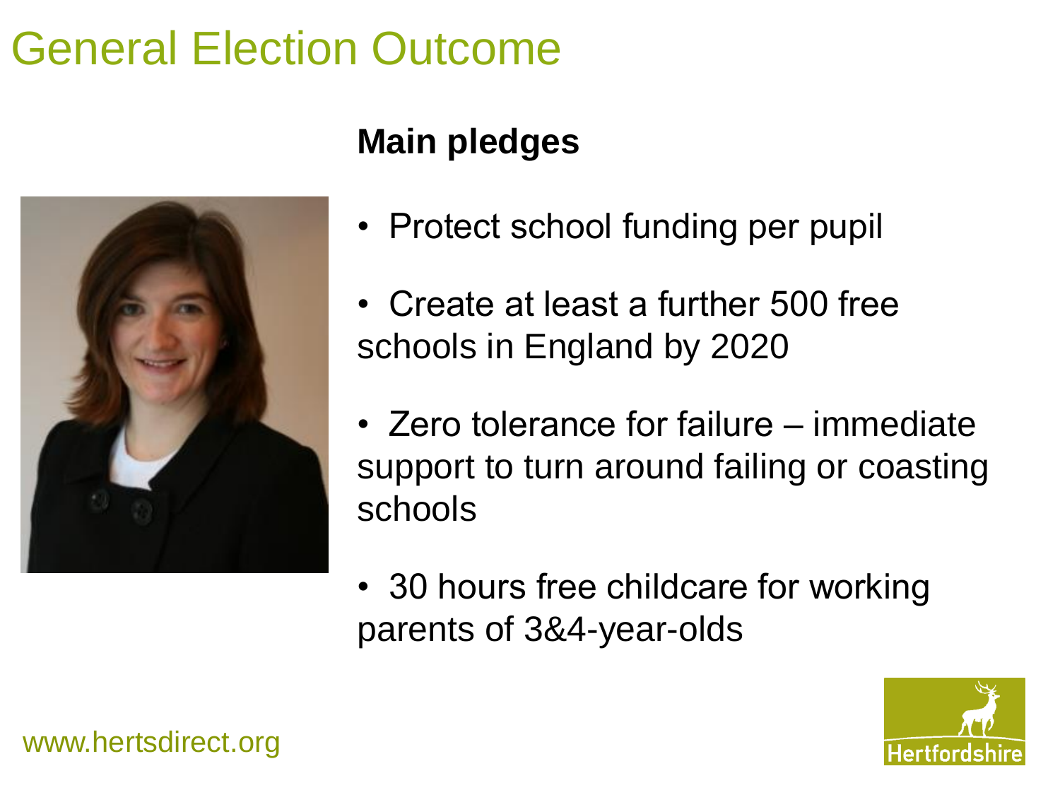# General Election Outcome

**Main pledges**

- Protect school funding per pupil
- Create at least a further 500 free schools in England by 2020
- Zero tolerance for failure – immediate support to turn around failing or coasting schools
- 30 hours free childcare for working parents of 3&4-year-olds

www.hertsdirect.org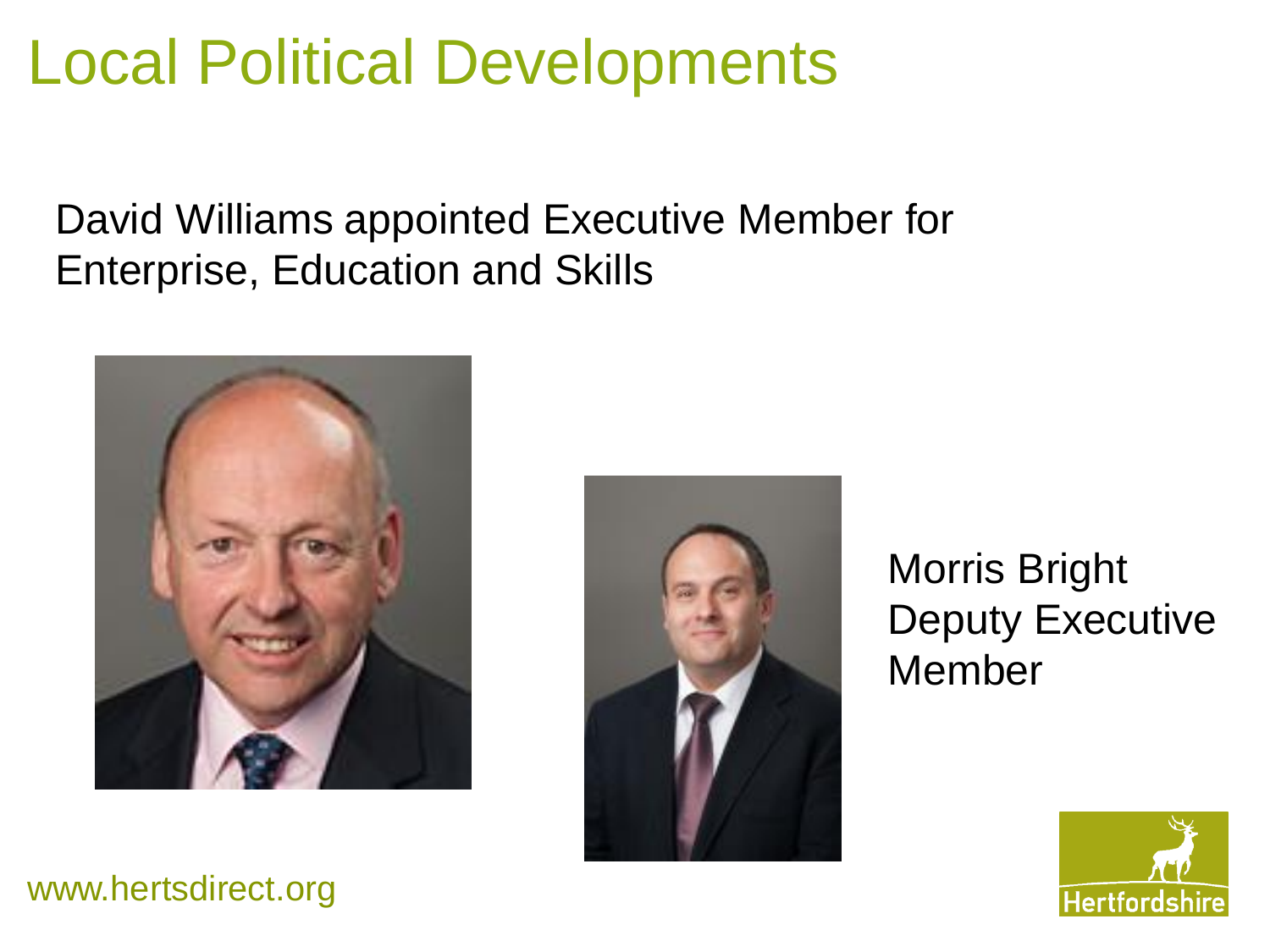# Local Political Developments

David Williams appointed Executive Member for Enterprise, Education and Skills

Morris Bright
Deputy Executive Member

www.hertsdirect.org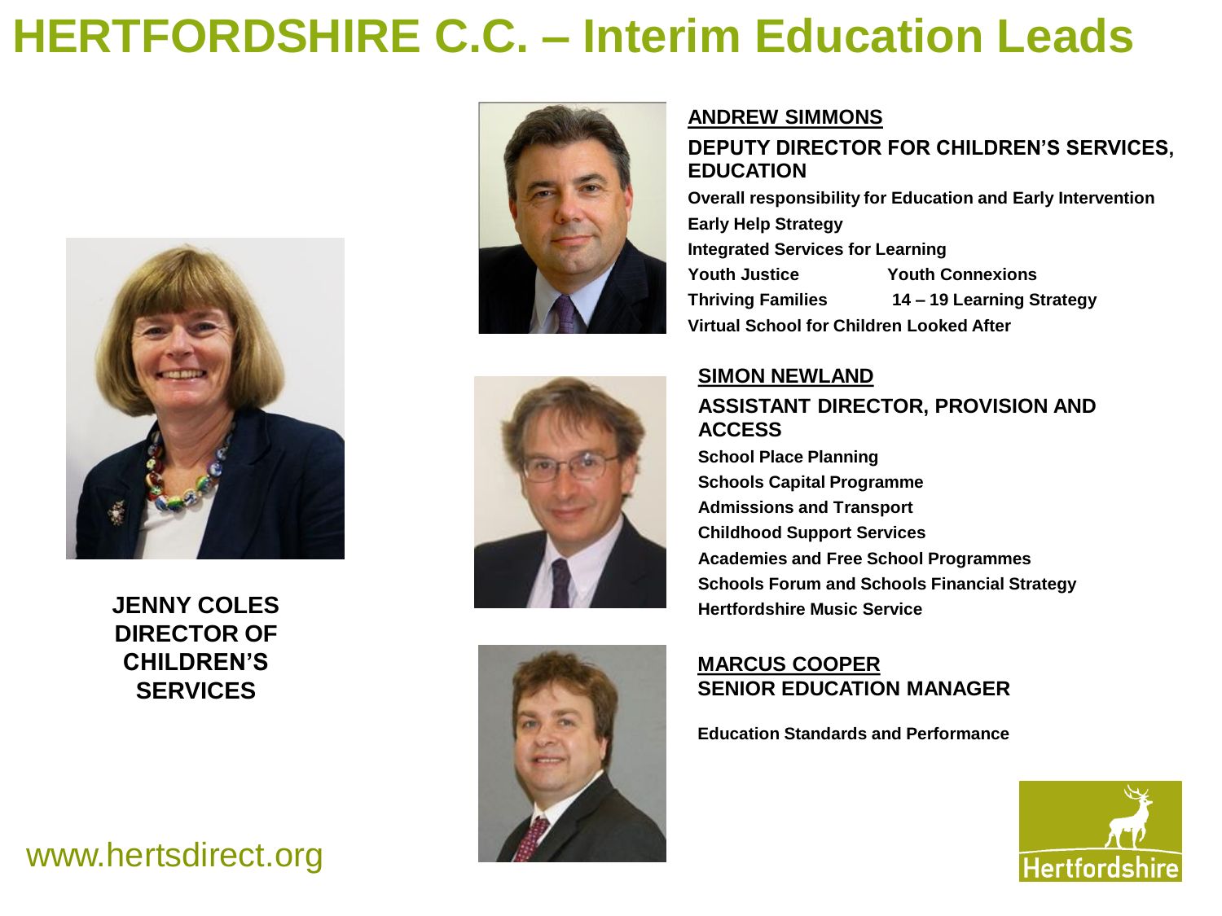# HERTFORDSHIRE C.C. – Interim Education Leads

**JENNY COLES**
**DIRECTOR OF CHILDREN'S SERVICES**

**ANDREW SIMMONS**

**DEPUTY DIRECTOR FOR CHILDREN'S SERVICES, EDUCATION**

- Overall responsibility for Education and Early Intervention
- Early Help Strategy
- Integrated Services for Learning
- Youth Justice
- Youth Connexions
- Thriving Families
- 14 – 19 Learning Strategy
- Virtual School for Children Looked After

**SIMON NEWLAND**

**ASSISTANT DIRECTOR, PROVISION AND ACCESS**

- School Place Planning
- Schools Capital Programme
- Admissions and Transport
- Childhood Support Services
- Academies and Free School Programmes
- Schools Forum and Schools Financial Strategy
- Hertfordshire Music Service

**MARCUS COOPER**
**SENIOR EDUCATION MANAGER**

- Education Standards and Performance

www.hertsdirect.org

Hertfordshire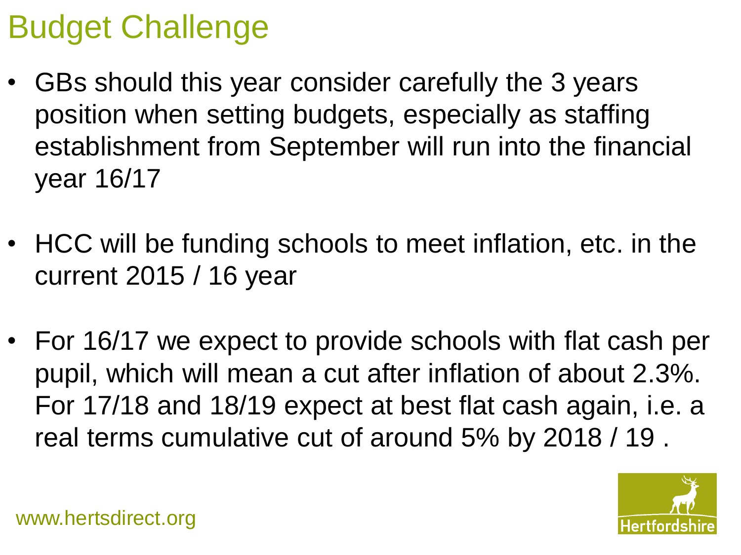# Budget Challenge

- GBs should this year consider carefully the 3 years position when setting budgets, especially as staffing establishment from September will run into the financial year 16/17
- HCC will be funding schools to meet inflation, etc. in the current 2015 / 16 year
- For 16/17 we expect to provide schools with flat cash per pupil, which will mean a cut after inflation of about 2.3%. For 17/18 and 18/19 expect at best flat cash again, i.e. a real terms cumulative cut of around 5% by 2018 / 19 .

www.hertsdirect.org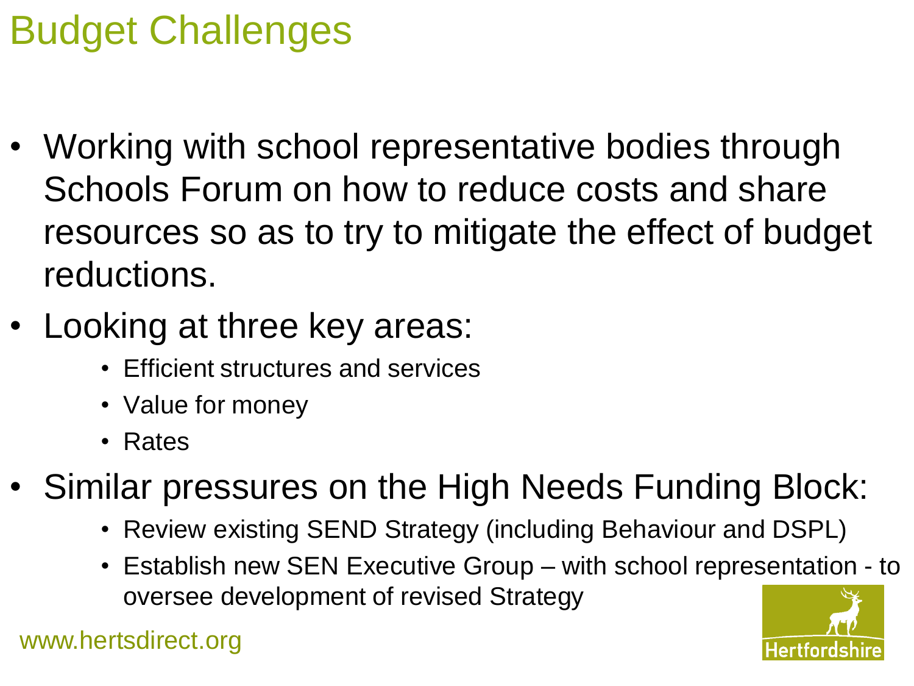# Budget Challenges

- Working with school representative bodies through Schools Forum on how to reduce costs and share resources so as to try to mitigate the effect of budget reductions.
- Looking at three key areas:
  - Efficient structures and services
  - Value for money
  - Rates
- Similar pressures on the High Needs Funding Block:
  - Review existing SEND Strategy (including Behaviour and DSPL)
  - Establish new SEN Executive Group – with school representation - to oversee development of revised Strategy

www.hertsdirect.org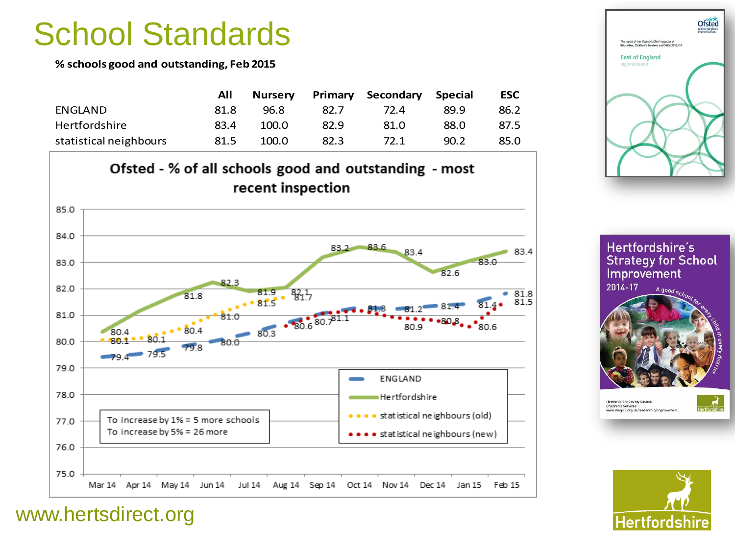# School Standards

**% schools good and outstanding, Feb 2015**

| | All | Nursery | Primary | Secondary | Special | ESC |
|---|---|---|---|---|---|---|
| ENGLAND | 81.8 | 96.8 | 82.7 | 72.4 | 89.9 | 86.2 |
| Hertfordshire | 83.4 | 100.0 | 82.9 | 81.0 | 88.0 | 87.5 |
| statistical neighbours | 81.5 | 100.0 | 82.3 | 72.1 | 90.2 | 85.0 |

**Ofsted - % of all schools good and outstanding - most recent inspection**

| | Mar 14 | Apr 14 | May 14 | Jun 14 | Jul 14 | Aug 14 | Sep 14 | Oct 14 | Nov 14 | Dec 14 | Jan 15 | Feb 15 |
|---|---|---|---|---|---|---|---|---|---|---|---|---|
| ENGLAND | 79.4 | 79.5 | 79.8 | 80.0 | 80.3 | 80.6 | 81.1 | 81.3 | 81.2 | 81.4 | 81.4 | 81.8 |
| Hertfordshire | 80.4 | | 81.8 | 82.3 | 81.9 | | 83.2 | 83.6 | 83.4 | 82.6 | 83.0 | 83.4 |
| statistical neighbours (old) | 80.1 | 80.1 | 80.4 | 81.0 | 81.5 | 81.7 | | | | | | |
| statistical neighbours (new) | | | | | | 80.6 | 80.7 | 81.1 | 80.9 | 80.8 | 80.6 | 81.5 |

To increase by 1% = 5 more schools
To increase by 5% = 26 more

Hertfordshire's Strategy for School Improvement 2014-17

www.hertsdirect.org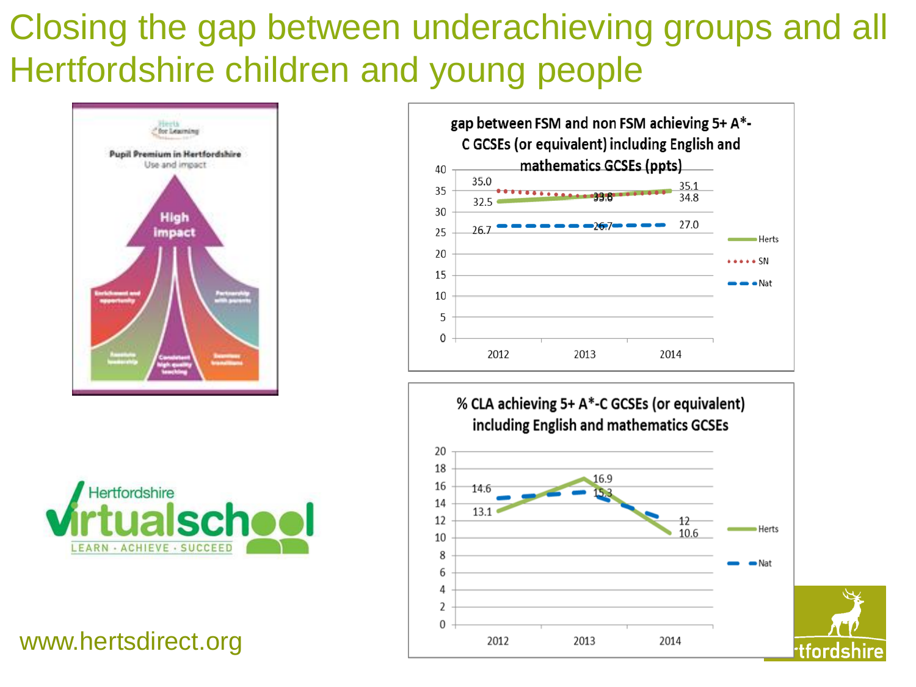# Closing the gap between underachieving groups and all Hertfordshire children and young people

**Pupil Premium in Hertfordshire**
Use and impact

High impact

Enrichment and opportunity · Partnership with parents · Assessment leadership · Consistent high quality teaching · Seamless transitions

Hertfordshire virtualschool
LEARN · ACHIEVE · SUCCEED

**gap between FSM and non FSM achieving 5+ A*-C GCSEs (or equivalent) including English and mathematics GCSEs (ppts)**

| | 2012 | 2013 | 2014 |
|---|---|---|---|
| Herts | 32.5 | 33.8 | 35.1 |
| SN | 35.0 | 33.6 | 34.8 |
| Nat | 26.7 | 26.7 | 27.0 |

**% CLA achieving 5+ A*-C GCSEs (or equivalent) including English and mathematics GCSEs**

| | 2012 | 2013 | 2014 |
|---|---|---|---|
| Herts | 13.1 | 16.9 | 10.6 |
| Nat | 14.6 | 15.3 | 12 |

www.hertsdirect.org

Hertfordshire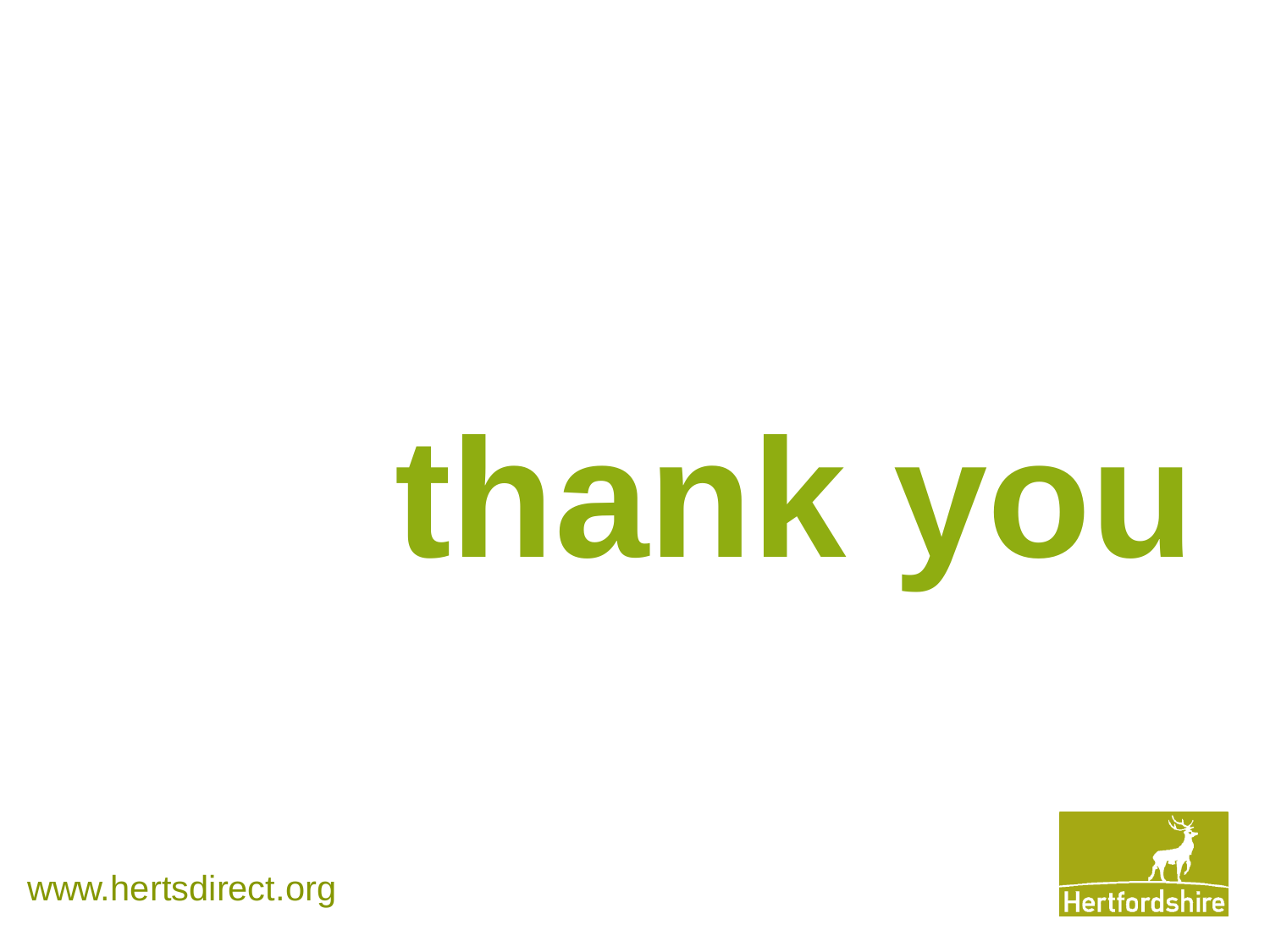# thank you

www.hertsdirect.org

Hertfordshire